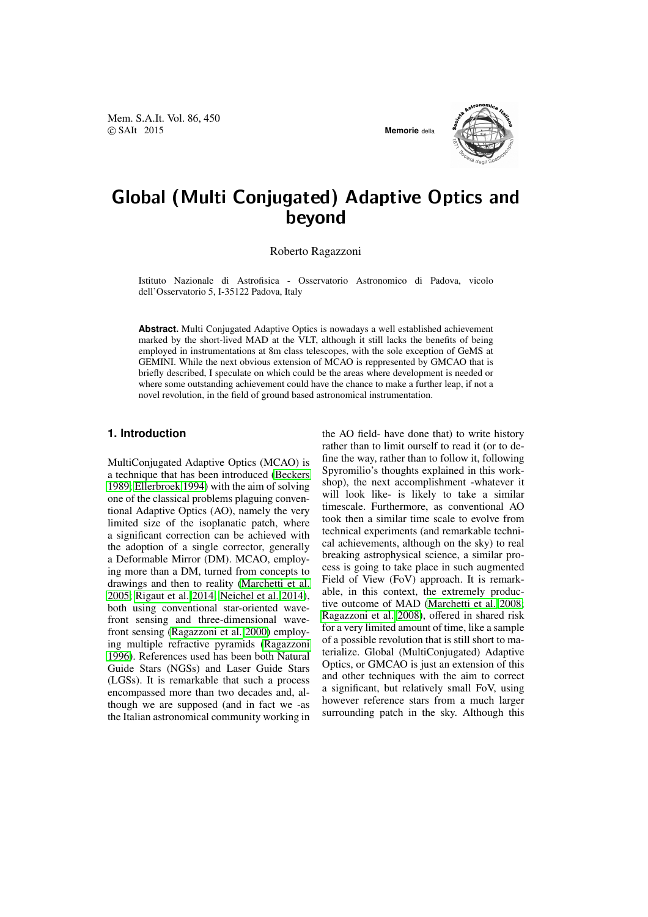# Global (Multi Conjugated) Adaptive Optics and beyond

Roberto Ragazzoni

Istituto Nazionale di Astrofisica - Osservatorio Astronomico di Padova, vicolo dell'Osservatorio 5, I-35122 Padova, Italy

**Abstract.** Multi Conjugated Adaptive Optics is nowadays a well established achievement marked by the short-lived MAD at the VLT, although it still lacks the benefits of being employed in instrumentations at 8m class telescopes, with the sole exception of GeMS at GEMINI. While the next obvious extension of MCAO is reppresented by GMCAO that is briefly described, I speculate on which could be the areas where development is needed or where some outstanding achievement could have the chance to make a further leap, if not a novel revolution, in the field of ground based astronomical instrumentation.

## 1. Introduction

MultiConjugated Adaptive Optics (MCAO) is a technique that has been introduced (Beckers 1989; Ellerbroek 1994) with the aim of solving one of the classical problems plaguing conventional Adaptive Optics (AO), namely the very limited size of the isoplanatic patch, where a significant correction can be achieved with the adoption of a single corrector, generally a Deformable Mirror (DM). MCAO, employing more than a DM, turned from concepts to drawings and then to reality (Marchetti et al. 2005; Rigaut et al. 2014; Neichel et al. 2014), both using conventional star-oriented wavefront sensing and three-dimensional wavefront sensing (Ragazzoni et al. 2000) employing multiple refractive pyramids (Ragazzoni 1996). References used has been both Natural Guide Stars (NGSs) and Laser Guide Stars (LGSs). It is remarkable that such a process encompassed more than two decades and, although we are supposed (and in fact we -as the Italian astronomical community working in the AO field- have done that) to write history rather than to limit ourself to read it (or to define the way, rather than to follow it, following Spyromilio's thoughts explained in this workshop), the next accomplishment -whatever it will look like- is likely to take a similar timescale. Furthermore, as conventional AO took then a similar time scale to evolve from technical experiments (and remarkable technical achievements, although on the sky) to real breaking astrophysical science, a similar process is going to take place in such augmented Field of View (FoV) approach. It is remarkable, in this context, the extremely productive outcome of MAD (Marchetti et al. 2008; Ragazzoni et al. 2008), offered in shared risk for a very limited amount of time, like a sample of a possible revolution that is still short to materialize. Global (MultiConjugated) Adaptive Optics, or GMCAO is just an extension of this and other techniques with the aim to correct a significant, but relatively small FoV, using however reference stars from a much larger surrounding patch in the sky. Although this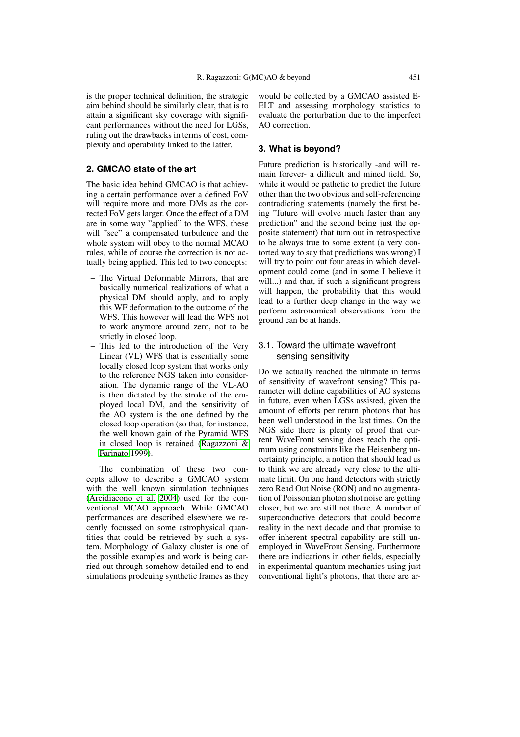is the proper technical definition, the strategic aim behind should be similarly clear, that is to attain a significant sky coverage with significant performances without the need for LGSs, ruling out the drawbacks in terms of cost, complexity and operability linked to the latter.

## 2. GMCAO state of the art

The basic idea behind GMCAO is that achieving a certain performance over a defined FoV will require more and more DMs as the corrected FoV gets larger. Once the effect of a DM are in some way "applied" to the WFS, these will "see" a compensated turbulence and the whole system will obey to the normal MCAO rules, while of course the correction is not actually being applied. This led to two concepts:

- The Virtual Deformable Mirrors, that are basically numerical realizations of what a physical DM should apply, and to apply this WF deformation to the outcome of the WFS. This however will lead the WFS not to work anymore around zero, not to be strictly in closed loop.
- This led to the introduction of the Very Linear (VL) WFS that is essentially some locally closed loop system that works only to the reference NGS taken into consideration. The dynamic range of the VL-AO is then dictated by the stroke of the employed local DM, and the sensitivity of the AO system is the one defined by the closed loop operation (so that, for instance, the well known gain of the Pyramid WFS in closed loop is retained (Ragazzoni & Farinato 1999).

The combination of these two concepts allow to describe a GMCAO system with the well known simulation techniques (Arcidiacono et al. 2004) used for the conventional MCAO approach. While GMCAO performances are described elsewhere we recently focussed on some astrophysical quantities that could be retrieved by such a system. Morphology of Galaxy cluster is one of the possible examples and work is being carried out through somehow detailed end-to-end simulations prodcuing synthetic frames as they would be collected by a GMCAO assisted E-ELT and assessing morphology statistics to evaluate the perturbation due to the imperfect AO correction.

## 3. What is beyond?

Future prediction is historically -and will remain forever- a difficult and mined field. So, while it would be pathetic to predict the future other than the two obvious and self-referencing contradicting statements (namely the first being "future will evolve much faster than any prediction" and the second being just the opposite statement) that turn out in retrospective to be always true to some extent (a very contorted way to say that predictions was wrong) I will try to point out four areas in which development could come (and in some I believe it will...) and that, if such a significant progress will happen, the probability that this would lead to a further deep change in the way we perform astronomical observations from the ground can be at hands.

### 3.1. Toward the ultimate wavefront sensing sensitivity

Do we actually reached the ultimate in terms of sensitivity of wavefront sensing? This parameter will define capabilities of AO systems in future, even when LGSs assisted, given the amount of efforts per return photons that has been well understood in the last times. On the NGS side there is plenty of proof that current WaveFront sensing does reach the optimum using constraints like the Heisenberg uncertainty principle, a notion that should lead us to think we are already very close to the ultimate limit. On one hand detectors with strictly zero Read Out Noise (RON) and no augmentation of Poissonian photon shot noise are getting closer, but we are still not there. A number of superconductive detectors that could become reality in the next decade and that promise to offer inherent spectral capability are still unemployed in WaveFront Sensing. Furthermore there are indications in other fields, especially in experimental quantum mechanics using just conventional light's photons, that there are ar-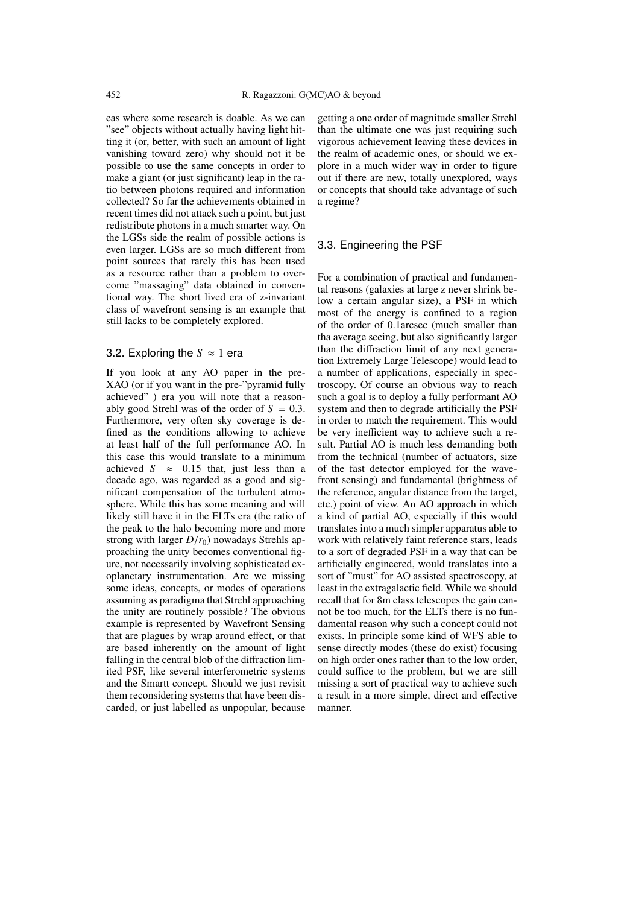eas where some research is doable. As we can "see" objects without actually having light hitting it (or, better, with such an amount of light vanishing toward zero) why should not it be possible to use the same concepts in order to make a giant (or just significant) leap in the ratio between photons required and information collected? So far the achievements obtained in recent times did not attack such a point, but just redistribute photons in a much smarter way. On the LGSs side the realm of possible actions is even larger. LGSs are so much different from point sources that rarely this has been used as a resource rather than a problem to overcome "massaging" data obtained in conventional way. The short lived era of z-invariant class of wavefront sensing is an example that still lacks to be completely explored.

### 3.2. Exploring the $S \approx 1$ era

If you look at any AO paper in the pre-XAO (or if you want in the pre-"pyramid fully achieved" ) era you will note that a reasonably good Strehl was of the order of $S = 0.3$. Furthermore, very often sky coverage is defined as the conditions allowing to achieve at least half of the full performance AO. In this case this would translate to a minimum achieved $S \approx 0.15$ that, just less than a decade ago, was regarded as a good and significant compensation of the turbulent atmosphere. While this has some meaning and will likely still have it in the ELTs era (the ratio of the peak to the halo becoming more and more strong with larger $D/r_0$) nowadays Strehls approaching the unity becomes conventional figure, not necessarily involving sophisticated exoplanetary instrumentation. Are we missing some ideas, concepts, or modes of operations assuming as paradigma that Strehl approaching the unity are routinely possible? The obvious example is represented by Wavefront Sensing that are plagues by wrap around effect, or that are based inherently on the amount of light falling in the central blob of the diffraction limited PSF, like several interferometric systems and the Smartt concept. Should we just revisit them reconsidering systems that have been discarded, or just labelled as unpopular, because getting a one order of magnitude smaller Strehl than the ultimate one was just requiring such vigorous achievement leaving these devices in the realm of academic ones, or should we explore in a much wider way in order to figure out if there are new, totally unexplored, ways or concepts that should take advantage of such a regime?

### 3.3. Engineering the PSF

For a combination of practical and fundamental reasons (galaxies at large z never shrink below a certain angular size), a PSF in which most of the energy is confined to a region of the order of 0.1arcsec (much smaller than tha average seeing, but also significantly larger than the diffraction limit of any next generation Extremely Large Telescope) would lead to a number of applications, especially in spectroscopy. Of course an obvious way to reach such a goal is to deploy a fully performant AO system and then to degrade artificially the PSF in order to match the requirement. This would be very inefficient way to achieve such a result. Partial AO is much less demanding both from the technical (number of actuators, size of the fast detector employed for the wavefront sensing) and fundamental (brightness of the reference, angular distance from the target, etc.) point of view. An AO approach in which a kind of partial AO, especially if this would translates into a much simpler apparatus able to work with relatively faint reference stars, leads to a sort of degraded PSF in a way that can be artificially engineered, would translates into a sort of "must" for AO assisted spectroscopy, at least in the extragalactic field. While we should recall that for 8m class telescopes the gain cannot be too much, for the ELTs there is no fundamental reason why such a concept could not exists. In principle some kind of WFS able to sense directly modes (these do exist) focusing on high order ones rather than to the low order, could suffice to the problem, but we are still missing a sort of practical way to achieve such a result in a more simple, direct and effective manner.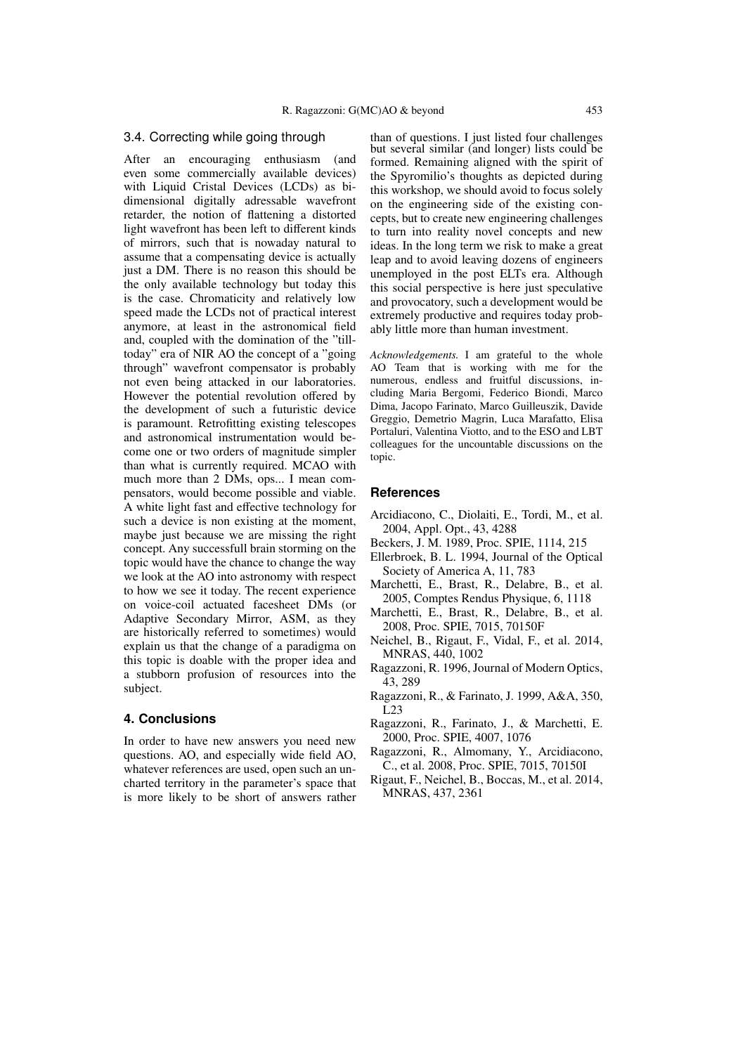### 3.4. Correcting while going through

After an encouraging enthusiasm (and even some commercially available devices) with Liquid Cristal Devices (LCDs) as bi-dimensional digitally adressable wavefront retarder, the notion of flattening a distorted light wavefront has been left to different kinds of mirrors, such that is nowaday natural to assume that a compensating device is actually just a DM. There is no reason this should be the only available technology but today this is the case. Chromaticity and relatively low speed made the LCDs not of practical interest anymore, at least in the astronomical field and, coupled with the domination of the "till-today" era of NIR AO the concept of a "going through" wavefront compensator is probably not even being attacked in our laboratories. However the potential revolution offered by the development of such a futuristic device is paramount. Retrofitting existing telescopes and astronomical instrumentation would become one or two orders of magnitude simpler than what is currently required. MCAO with much more than 2 DMs, ops... I mean compensators, would become possible and viable. A white light fast and effective technology for such a device is non existing at the moment, maybe just because we are missing the right concept. Any successfull brain storming on the topic would have the chance to change the way we look at the AO into astronomy with respect to how we see it today. The recent experience on voice-coil actuated facesheet DMs (or Adaptive Secondary Mirror, ASM, as they are historically referred to sometimes) would explain us that the change of a paradigma on this topic is doable with the proper idea and a stubborn profusion of resources into the subject.

## 4. Conclusions

In order to have new answers you need new questions. AO, and especially wide field AO, whatever references are used, open such an uncharted territory in the parameter's space that is more likely to be short of answers rather than of questions. I just listed four challenges but several similar (and longer) lists could be formed. Remaining aligned with the spirit of the Spyromilio's thoughts as depicted during this workshop, we should avoid to focus solely on the engineering side of the existing concepts, but to create new engineering challenges to turn into reality novel concepts and new ideas. In the long term we risk to make a great leap and to avoid leaving dozens of engineers unemployed in the post ELTs era. Although this social perspective is here just speculative and provocatory, such a development would be extremely productive and requires today probably little more than human investment.

*Acknowledgements.* I am grateful to the whole AO Team that is working with me for the numerous, endless and fruitful discussions, including Maria Bergomi, Federico Biondi, Marco Dima, Jacopo Farinato, Marco Guilleuszik, Davide Greggio, Demetrio Magrin, Luca Marafatto, Elisa Portaluri, Valentina Viotto, and to the ESO and LBT colleagues for the uncountable discussions on the topic.

## References

Arcidiacono, C., Diolaiti, E., Tordi, M., et al. 2004, Appl. Opt., 43, 4288

Beckers, J. M. 1989, Proc. SPIE, 1114, 215

Ellerbroek, B. L. 1994, Journal of the Optical Society of America A, 11, 783

Marchetti, E., Brast, R., Delabre, B., et al. 2005, Comptes Rendus Physique, 6, 1118

Marchetti, E., Brast, R., Delabre, B., et al. 2008, Proc. SPIE, 7015, 70150F

Neichel, B., Rigaut, F., Vidal, F., et al. 2014, MNRAS, 440, 1002

Ragazzoni, R. 1996, Journal of Modern Optics, 43, 289

Ragazzoni, R., & Farinato, J. 1999, A&A, 350, L23

Ragazzoni, R., Farinato, J., & Marchetti, E. 2000, Proc. SPIE, 4007, 1076

Ragazzoni, R., Almomany, Y., Arcidiacono, C., et al. 2008, Proc. SPIE, 7015, 70150I

Rigaut, F., Neichel, B., Boccas, M., et al. 2014, MNRAS, 437, 2361